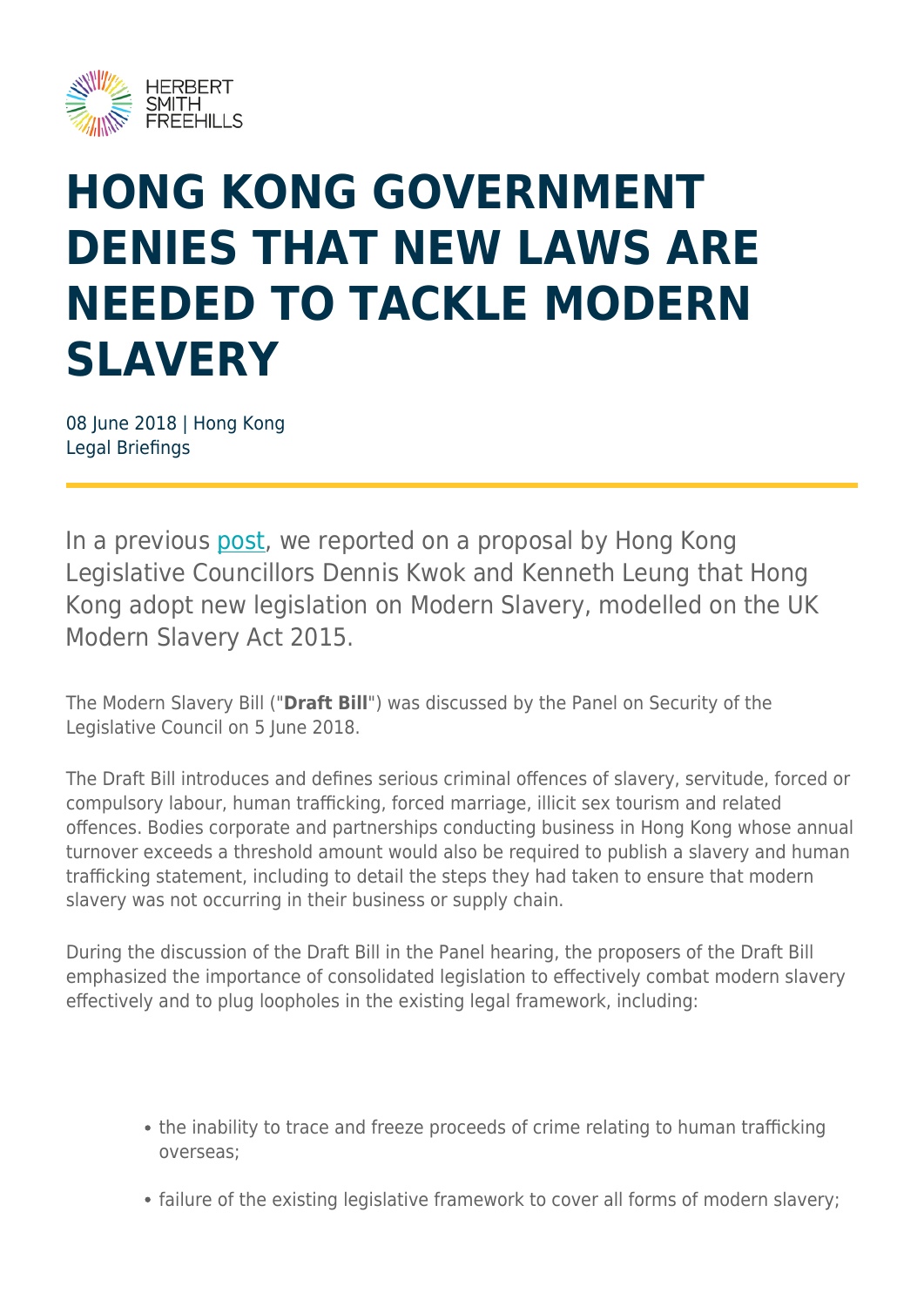# HONG KONG GOVERNMENT DENIES THAT NEW LAWS ARE NEEDED TO TACKLE MODERN SLAVERY

08 June 2018 | Hong Kong
Legal Briefings

In a previous post, we reported on a proposal by Hong Kong Legislative Councillors Dennis Kwok and Kenneth Leung that Hong Kong adopt new legislation on Modern Slavery, modelled on the UK Modern Slavery Act 2015.

The Modern Slavery Bill ("**Draft Bill**") was discussed by the Panel on Security of the Legislative Council on 5 June 2018.

The Draft Bill introduces and defines serious criminal offences of slavery, servitude, forced or compulsory labour, human trafficking, forced marriage, illicit sex tourism and related offences. Bodies corporate and partnerships conducting business in Hong Kong whose annual turnover exceeds a threshold amount would also be required to publish a slavery and human trafficking statement, including to detail the steps they had taken to ensure that modern slavery was not occurring in their business or supply chain.

During the discussion of the Draft Bill in the Panel hearing, the proposers of the Draft Bill emphasized the importance of consolidated legislation to effectively combat modern slavery effectively and to plug loopholes in the existing legal framework, including:

- the inability to trace and freeze proceeds of crime relating to human trafficking overseas;
- failure of the existing legislative framework to cover all forms of modern slavery;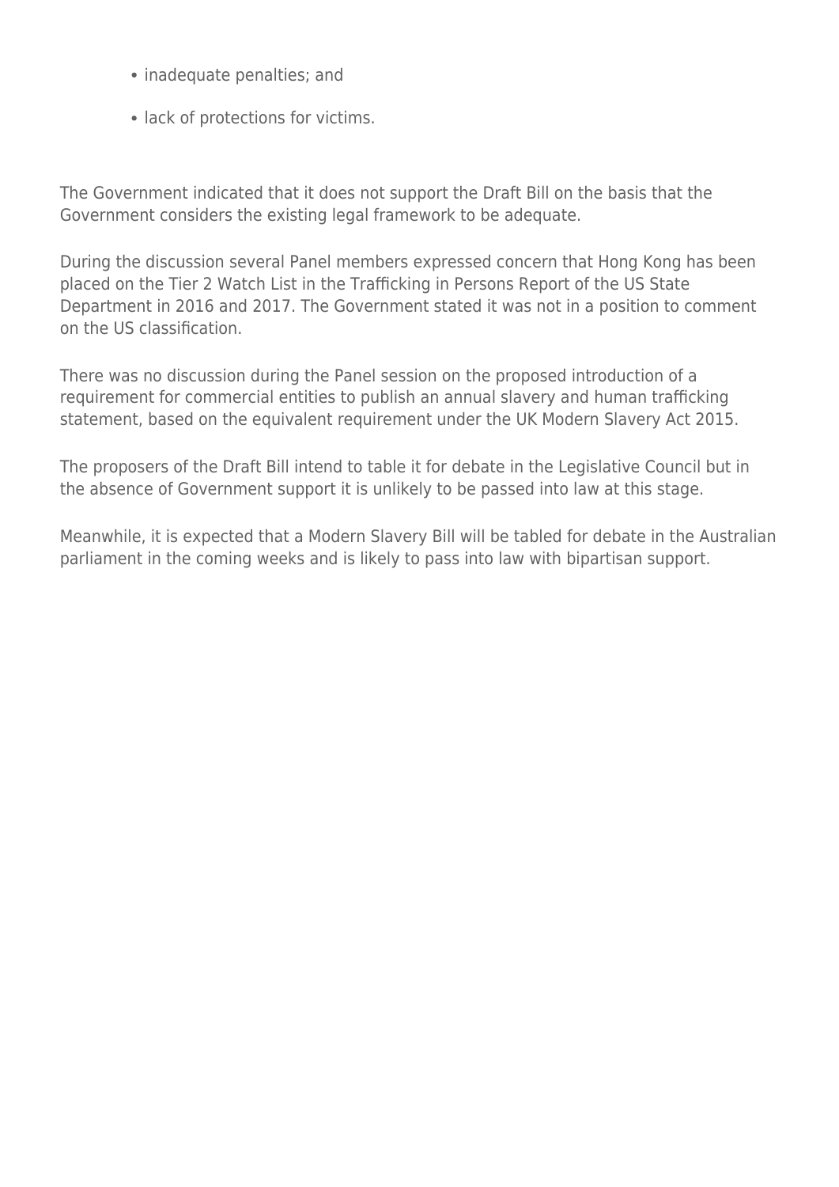- inadequate penalties; and
- lack of protections for victims.

The Government indicated that it does not support the Draft Bill on the basis that the Government considers the existing legal framework to be adequate.

During the discussion several Panel members expressed concern that Hong Kong has been placed on the Tier 2 Watch List in the Trafficking in Persons Report of the US State Department in 2016 and 2017. The Government stated it was not in a position to comment on the US classification.

There was no discussion during the Panel session on the proposed introduction of a requirement for commercial entities to publish an annual slavery and human trafficking statement, based on the equivalent requirement under the UK Modern Slavery Act 2015.

The proposers of the Draft Bill intend to table it for debate in the Legislative Council but in the absence of Government support it is unlikely to be passed into law at this stage.

Meanwhile, it is expected that a Modern Slavery Bill will be tabled for debate in the Australian parliament in the coming weeks and is likely to pass into law with bipartisan support.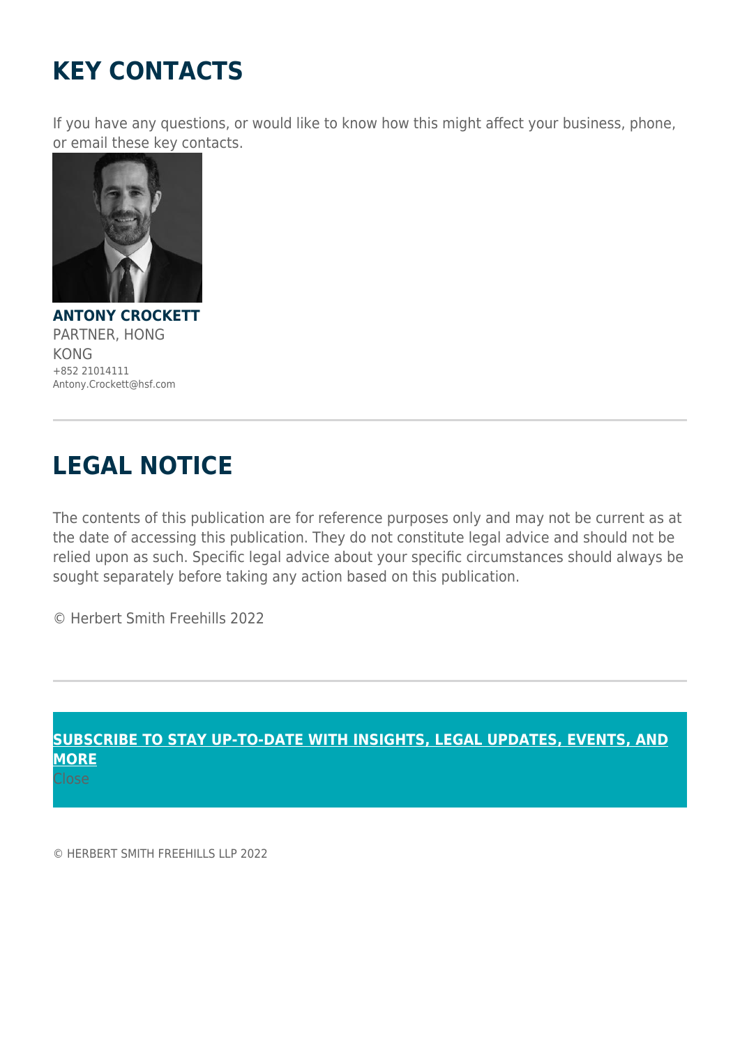## KEY CONTACTS

If you have any questions, or would like to know how this might affect your business, phone, or email these key contacts.

**ANTONY CROCKETT**
PARTNER, HONG KONG
+852 21014111
Antony.Crockett@hsf.com

## LEGAL NOTICE

The contents of this publication are for reference purposes only and may not be current as at the date of accessing this publication. They do not constitute legal advice and should not be relied upon as such. Specific legal advice about your specific circumstances should always be sought separately before taking any action based on this publication.

© Herbert Smith Freehills 2022

**SUBSCRIBE TO STAY UP-TO-DATE WITH INSIGHTS, LEGAL UPDATES, EVENTS, AND MORE**

Close

© HERBERT SMITH FREEHILLS LLP 2022